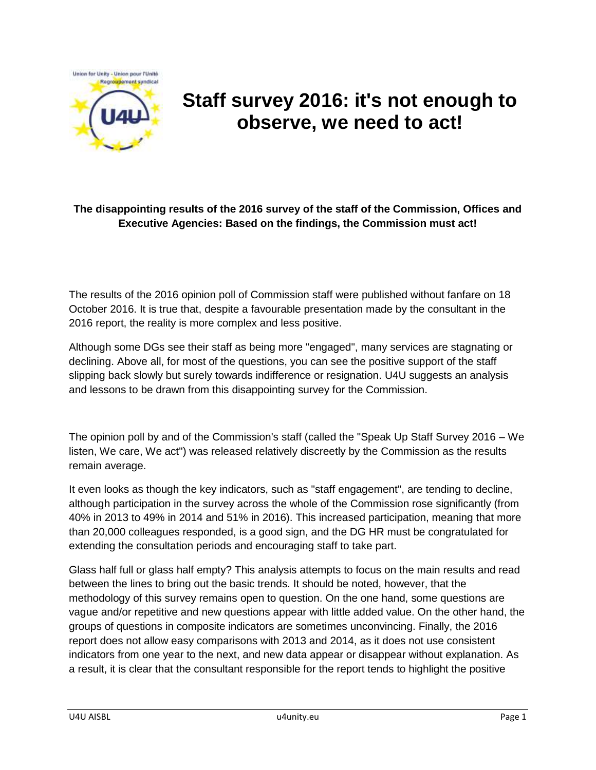# Staff survey 2016: it's not enough to observe, we need to act!

**The disappointing results of the 2016 survey of the staff of the Commission, Offices and Executive Agencies: Based on the findings, the Commission must act!**

The results of the 2016 opinion poll of Commission staff were published without fanfare on 18 October 2016. It is true that, despite a favourable presentation made by the consultant in the 2016 report, the reality is more complex and less positive.

Although some DGs see their staff as being more "engaged", many services are stagnating or declining. Above all, for most of the questions, you can see the positive support of the staff slipping back slowly but surely towards indifference or resignation. U4U suggests an analysis and lessons to be drawn from this disappointing survey for the Commission.

The opinion poll by and of the Commission's staff (called the "Speak Up Staff Survey 2016 – We listen, We care, We act") was released relatively discreetly by the Commission as the results remain average.

It even looks as though the key indicators, such as "staff engagement", are tending to decline, although participation in the survey across the whole of the Commission rose significantly (from 40% in 2013 to 49% in 2014 and 51% in 2016). This increased participation, meaning that more than 20,000 colleagues responded, is a good sign, and the DG HR must be congratulated for extending the consultation periods and encouraging staff to take part.

Glass half full or glass half empty? This analysis attempts to focus on the main results and read between the lines to bring out the basic trends. It should be noted, however, that the methodology of this survey remains open to question. On the one hand, some questions are vague and/or repetitive and new questions appear with little added value. On the other hand, the groups of questions in composite indicators are sometimes unconvincing. Finally, the 2016 report does not allow easy comparisons with 2013 and 2014, as it does not use consistent indicators from one year to the next, and new data appear or disappear without explanation. As a result, it is clear that the consultant responsible for the report tends to highlight the positive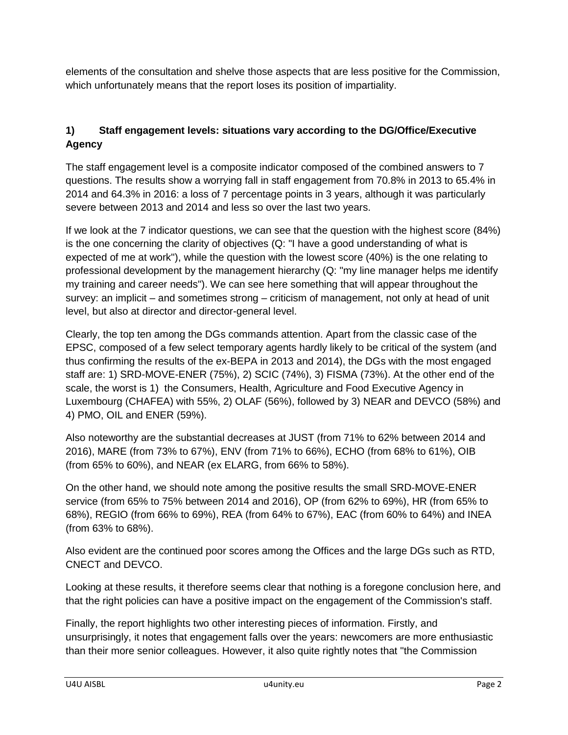elements of the consultation and shelve those aspects that are less positive for the Commission, which unfortunately means that the report loses its position of impartiality.

## 1) Staff engagement levels: situations vary according to the DG/Office/Executive Agency

The staff engagement level is a composite indicator composed of the combined answers to 7 questions. The results show a worrying fall in staff engagement from 70.8% in 2013 to 65.4% in 2014 and 64.3% in 2016: a loss of 7 percentage points in 3 years, although it was particularly severe between 2013 and 2014 and less so over the last two years.

If we look at the 7 indicator questions, we can see that the question with the highest score (84%) is the one concerning the clarity of objectives (Q: "I have a good understanding of what is expected of me at work"), while the question with the lowest score (40%) is the one relating to professional development by the management hierarchy (Q: "my line manager helps me identify my training and career needs"). We can see here something that will appear throughout the survey: an implicit – and sometimes strong – criticism of management, not only at head of unit level, but also at director and director-general level.

Clearly, the top ten among the DGs commands attention. Apart from the classic case of the EPSC, composed of a few select temporary agents hardly likely to be critical of the system (and thus confirming the results of the ex-BEPA in 2013 and 2014), the DGs with the most engaged staff are: 1) SRD-MOVE-ENER (75%), 2) SCIC (74%), 3) FISMA (73%). At the other end of the scale, the worst is 1) the Consumers, Health, Agriculture and Food Executive Agency in Luxembourg (CHAFEA) with 55%, 2) OLAF (56%), followed by 3) NEAR and DEVCO (58%) and 4) PMO, OIL and ENER (59%).

Also noteworthy are the substantial decreases at JUST (from 71% to 62% between 2014 and 2016), MARE (from 73% to 67%), ENV (from 71% to 66%), ECHO (from 68% to 61%), OIB (from 65% to 60%), and NEAR (ex ELARG, from 66% to 58%).

On the other hand, we should note among the positive results the small SRD-MOVE-ENER service (from 65% to 75% between 2014 and 2016), OP (from 62% to 69%), HR (from 65% to 68%), REGIO (from 66% to 69%), REA (from 64% to 67%), EAC (from 60% to 64%) and INEA (from 63% to 68%).

Also evident are the continued poor scores among the Offices and the large DGs such as RTD, CNECT and DEVCO.

Looking at these results, it therefore seems clear that nothing is a foregone conclusion here, and that the right policies can have a positive impact on the engagement of the Commission's staff.

Finally, the report highlights two other interesting pieces of information. Firstly, and unsurprisingly, it notes that engagement falls over the years: newcomers are more enthusiastic than their more senior colleagues. However, it also quite rightly notes that "the Commission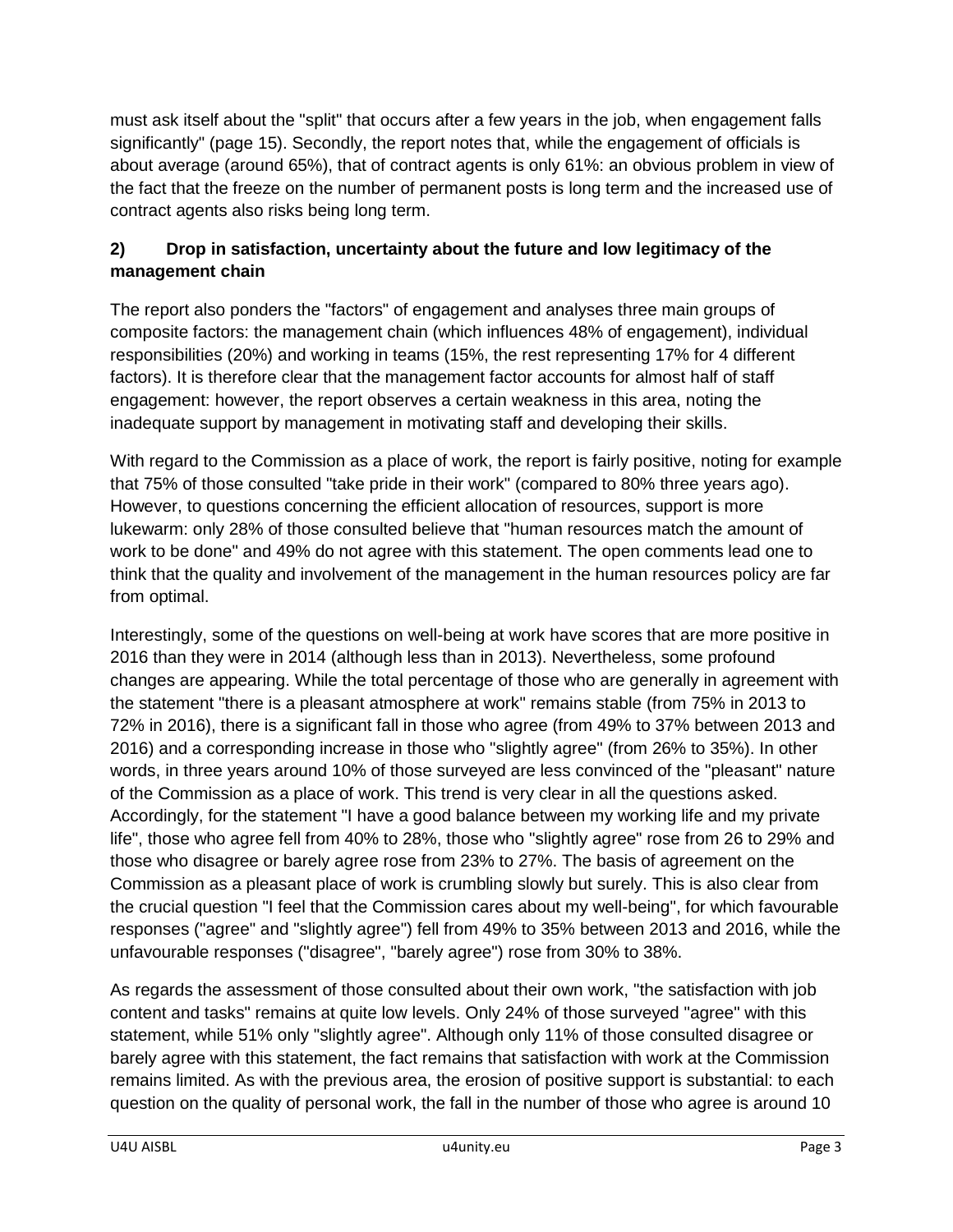must ask itself about the "split" that occurs after a few years in the job, when engagement falls significantly" (page 15). Secondly, the report notes that, while the engagement of officials is about average (around 65%), that of contract agents is only 61%: an obvious problem in view of the fact that the freeze on the number of permanent posts is long term and the increased use of contract agents also risks being long term.

### 2) Drop in satisfaction, uncertainty about the future and low legitimacy of the management chain

The report also ponders the "factors" of engagement and analyses three main groups of composite factors: the management chain (which influences 48% of engagement), individual responsibilities (20%) and working in teams (15%, the rest representing 17% for 4 different factors). It is therefore clear that the management factor accounts for almost half of staff engagement: however, the report observes a certain weakness in this area, noting the inadequate support by management in motivating staff and developing their skills.

With regard to the Commission as a place of work, the report is fairly positive, noting for example that 75% of those consulted "take pride in their work" (compared to 80% three years ago). However, to questions concerning the efficient allocation of resources, support is more lukewarm: only 28% of those consulted believe that "human resources match the amount of work to be done" and 49% do not agree with this statement. The open comments lead one to think that the quality and involvement of the management in the human resources policy are far from optimal.

Interestingly, some of the questions on well-being at work have scores that are more positive in 2016 than they were in 2014 (although less than in 2013). Nevertheless, some profound changes are appearing. While the total percentage of those who are generally in agreement with the statement "there is a pleasant atmosphere at work" remains stable (from 75% in 2013 to 72% in 2016), there is a significant fall in those who agree (from 49% to 37% between 2013 and 2016) and a corresponding increase in those who "slightly agree" (from 26% to 35%). In other words, in three years around 10% of those surveyed are less convinced of the "pleasant" nature of the Commission as a place of work. This trend is very clear in all the questions asked. Accordingly, for the statement "I have a good balance between my working life and my private life", those who agree fell from 40% to 28%, those who "slightly agree" rose from 26 to 29% and those who disagree or barely agree rose from 23% to 27%. The basis of agreement on the Commission as a pleasant place of work is crumbling slowly but surely. This is also clear from the crucial question "I feel that the Commission cares about my well-being", for which favourable responses ("agree" and "slightly agree") fell from 49% to 35% between 2013 and 2016, while the unfavourable responses ("disagree", "barely agree") rose from 30% to 38%.

As regards the assessment of those consulted about their own work, "the satisfaction with job content and tasks" remains at quite low levels. Only 24% of those surveyed "agree" with this statement, while 51% only "slightly agree". Although only 11% of those consulted disagree or barely agree with this statement, the fact remains that satisfaction with work at the Commission remains limited. As with the previous area, the erosion of positive support is substantial: to each question on the quality of personal work, the fall in the number of those who agree is around 10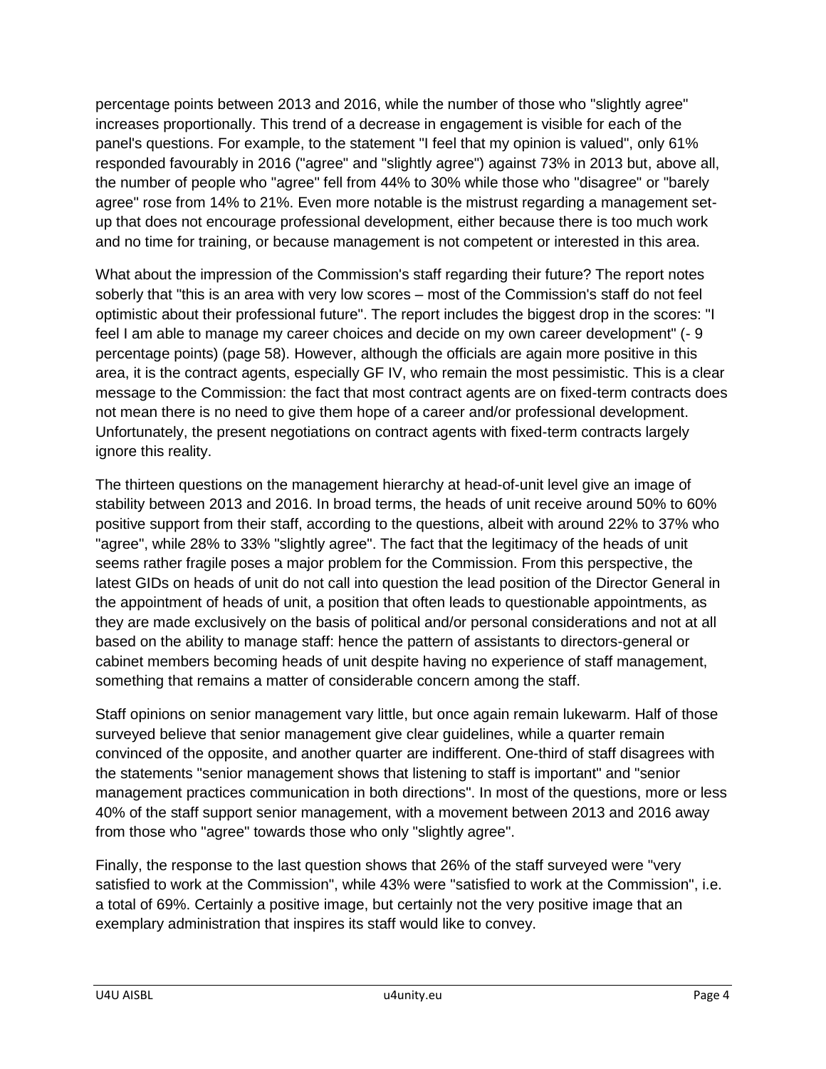percentage points between 2013 and 2016, while the number of those who "slightly agree" increases proportionally. This trend of a decrease in engagement is visible for each of the panel's questions. For example, to the statement "I feel that my opinion is valued", only 61% responded favourably in 2016 ("agree" and "slightly agree") against 73% in 2013 but, above all, the number of people who "agree" fell from 44% to 30% while those who "disagree" or "barely agree" rose from 14% to 21%. Even more notable is the mistrust regarding a management set-up that does not encourage professional development, either because there is too much work and no time for training, or because management is not competent or interested in this area.

What about the impression of the Commission's staff regarding their future? The report notes soberly that "this is an area with very low scores – most of the Commission's staff do not feel optimistic about their professional future". The report includes the biggest drop in the scores: "I feel I am able to manage my career choices and decide on my own career development" (- 9 percentage points) (page 58). However, although the officials are again more positive in this area, it is the contract agents, especially GF IV, who remain the most pessimistic. This is a clear message to the Commission: the fact that most contract agents are on fixed-term contracts does not mean there is no need to give them hope of a career and/or professional development. Unfortunately, the present negotiations on contract agents with fixed-term contracts largely ignore this reality.

The thirteen questions on the management hierarchy at head-of-unit level give an image of stability between 2013 and 2016. In broad terms, the heads of unit receive around 50% to 60% positive support from their staff, according to the questions, albeit with around 22% to 37% who "agree", while 28% to 33% "slightly agree". The fact that the legitimacy of the heads of unit seems rather fragile poses a major problem for the Commission. From this perspective, the latest GIDs on heads of unit do not call into question the lead position of the Director General in the appointment of heads of unit, a position that often leads to questionable appointments, as they are made exclusively on the basis of political and/or personal considerations and not at all based on the ability to manage staff: hence the pattern of assistants to directors-general or cabinet members becoming heads of unit despite having no experience of staff management, something that remains a matter of considerable concern among the staff.

Staff opinions on senior management vary little, but once again remain lukewarm. Half of those surveyed believe that senior management give clear guidelines, while a quarter remain convinced of the opposite, and another quarter are indifferent. One-third of staff disagrees with the statements "senior management shows that listening to staff is important" and "senior management practices communication in both directions". In most of the questions, more or less 40% of the staff support senior management, with a movement between 2013 and 2016 away from those who "agree" towards those who only "slightly agree".

Finally, the response to the last question shows that 26% of the staff surveyed were "very satisfied to work at the Commission", while 43% were "satisfied to work at the Commission", i.e. a total of 69%. Certainly a positive image, but certainly not the very positive image that an exemplary administration that inspires its staff would like to convey.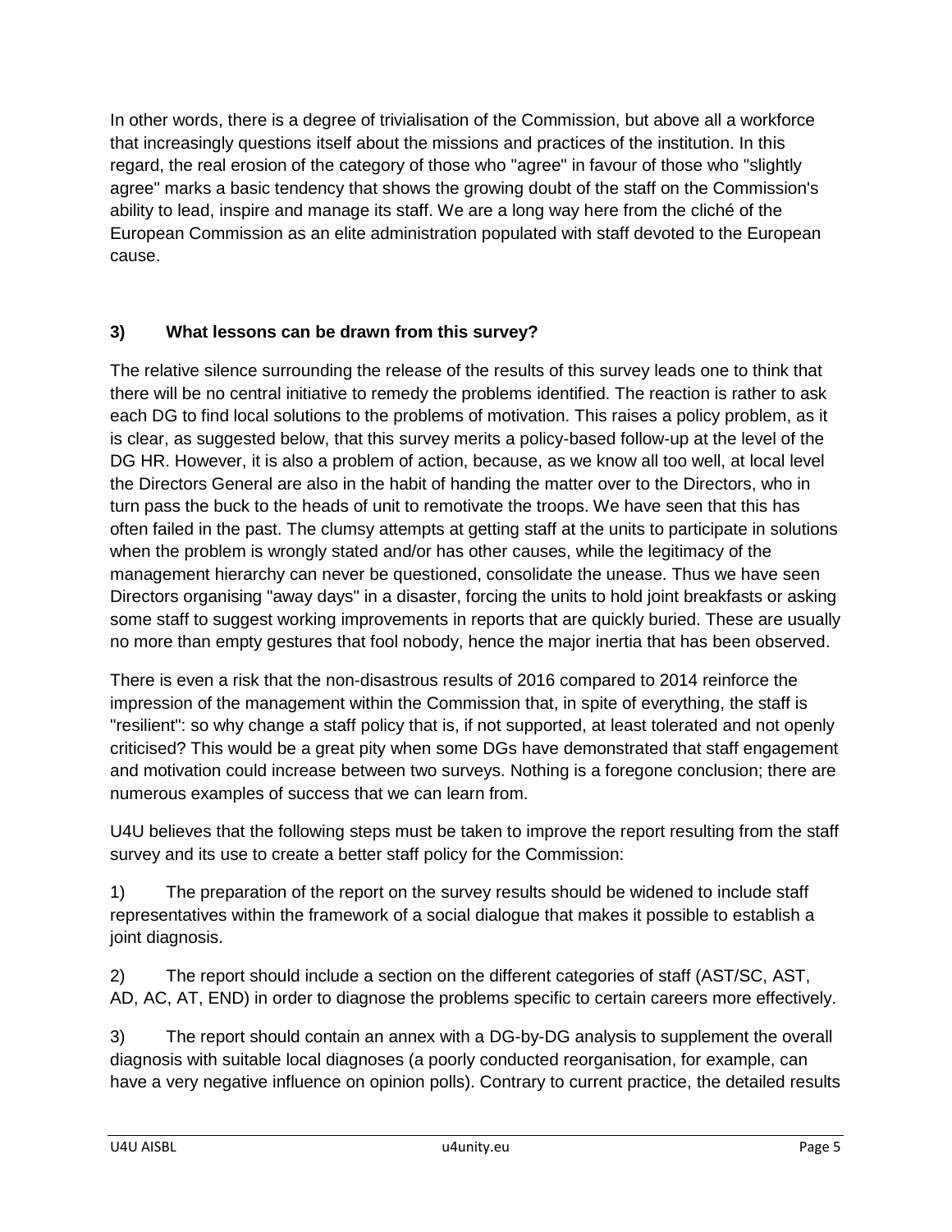In other words, there is a degree of trivialisation of the Commission, but above all a workforce that increasingly questions itself about the missions and practices of the institution. In this regard, the real erosion of the category of those who "agree" in favour of those who "slightly agree" marks a basic tendency that shows the growing doubt of the staff on the Commission's ability to lead, inspire and manage its staff. We are a long way here from the cliché of the European Commission as an elite administration populated with staff devoted to the European cause.

### 3) What lessons can be drawn from this survey?

The relative silence surrounding the release of the results of this survey leads one to think that there will be no central initiative to remedy the problems identified. The reaction is rather to ask each DG to find local solutions to the problems of motivation. This raises a policy problem, as it is clear, as suggested below, that this survey merits a policy-based follow-up at the level of the DG HR. However, it is also a problem of action, because, as we know all too well, at local level the Directors General are also in the habit of handing the matter over to the Directors, who in turn pass the buck to the heads of unit to remotivate the troops. We have seen that this has often failed in the past. The clumsy attempts at getting staff at the units to participate in solutions when the problem is wrongly stated and/or has other causes, while the legitimacy of the management hierarchy can never be questioned, consolidate the unease. Thus we have seen Directors organising "away days" in a disaster, forcing the units to hold joint breakfasts or asking some staff to suggest working improvements in reports that are quickly buried. These are usually no more than empty gestures that fool nobody, hence the major inertia that has been observed.

There is even a risk that the non-disastrous results of 2016 compared to 2014 reinforce the impression of the management within the Commission that, in spite of everything, the staff is "resilient": so why change a staff policy that is, if not supported, at least tolerated and not openly criticised? This would be a great pity when some DGs have demonstrated that staff engagement and motivation could increase between two surveys. Nothing is a foregone conclusion; there are numerous examples of success that we can learn from.

U4U believes that the following steps must be taken to improve the report resulting from the staff survey and its use to create a better staff policy for the Commission:

1) The preparation of the report on the survey results should be widened to include staff representatives within the framework of a social dialogue that makes it possible to establish a joint diagnosis.

2) The report should include a section on the different categories of staff (AST/SC, AST, AD, AC, AT, END) in order to diagnose the problems specific to certain careers more effectively.

3) The report should contain an annex with a DG-by-DG analysis to supplement the overall diagnosis with suitable local diagnoses (a poorly conducted reorganisation, for example, can have a very negative influence on opinion polls). Contrary to current practice, the detailed results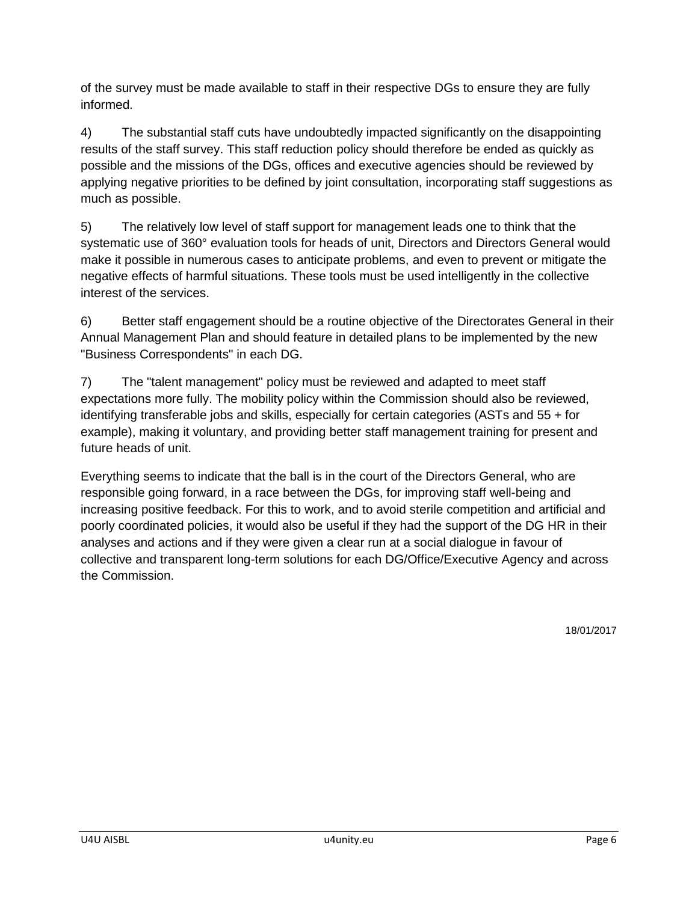of the survey must be made available to staff in their respective DGs to ensure they are fully informed.

4) The substantial staff cuts have undoubtedly impacted significantly on the disappointing results of the staff survey. This staff reduction policy should therefore be ended as quickly as possible and the missions of the DGs, offices and executive agencies should be reviewed by applying negative priorities to be defined by joint consultation, incorporating staff suggestions as much as possible.

5) The relatively low level of staff support for management leads one to think that the systematic use of 360° evaluation tools for heads of unit, Directors and Directors General would make it possible in numerous cases to anticipate problems, and even to prevent or mitigate the negative effects of harmful situations. These tools must be used intelligently in the collective interest of the services.

6) Better staff engagement should be a routine objective of the Directorates General in their Annual Management Plan and should feature in detailed plans to be implemented by the new "Business Correspondents" in each DG.

7) The "talent management" policy must be reviewed and adapted to meet staff expectations more fully. The mobility policy within the Commission should also be reviewed, identifying transferable jobs and skills, especially for certain categories (ASTs and 55 + for example), making it voluntary, and providing better staff management training for present and future heads of unit.

Everything seems to indicate that the ball is in the court of the Directors General, who are responsible going forward, in a race between the DGs, for improving staff well-being and increasing positive feedback. For this to work, and to avoid sterile competition and artificial and poorly coordinated policies, it would also be useful if they had the support of the DG HR in their analyses and actions and if they were given a clear run at a social dialogue in favour of collective and transparent long-term solutions for each DG/Office/Executive Agency and across the Commission.

18/01/2017